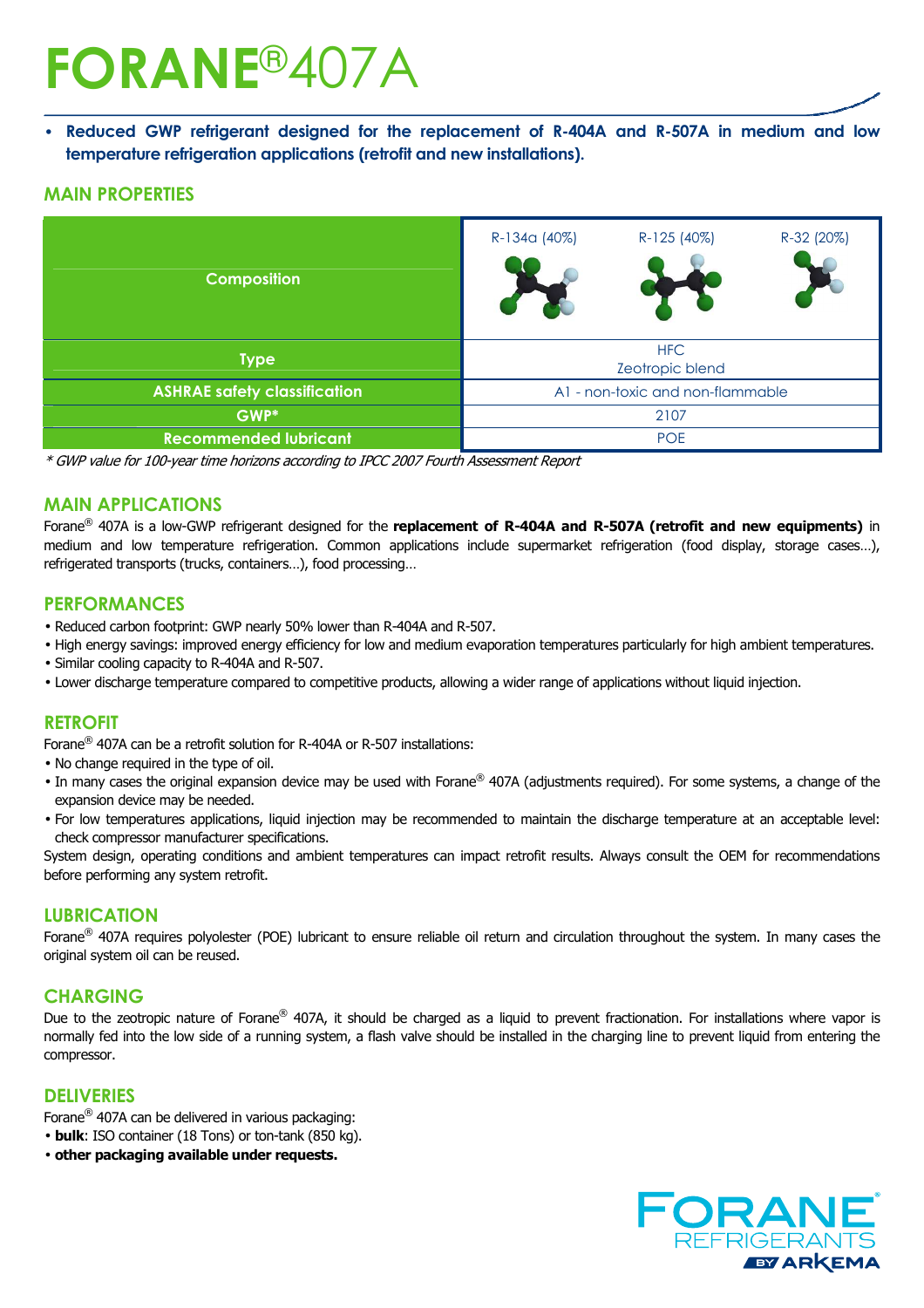# FORANE®407A

- **Reduced GWP refrigerant designed for the replacement of R-404A and R-507A in medium and low temperature refrigeration applications (retrofit and new installations).**

## MAIN PROPERTIES

| | | | |
|---|---|---|---|
| Composition | R-134a (40%) | R-125 (40%) | R-32 (20%) |
| Type | HFC<br>Zeotropic blend | | |
| ASHRAE safety classification | A1 - non-toxic and non-flammable | | |
| GWP* | 2107 | | |
| Recommended lubricant | POE | | |

*\* GWP value for 100-year time horizons according to IPCC 2007 Fourth Assessment Report*

## MAIN APPLICATIONS

Forane® 407A is a low-GWP refrigerant designed for the **replacement of R-404A and R-507A (retrofit and new equipments)** in medium and low temperature refrigeration. Common applications include supermarket refrigeration (food display, storage cases…), refrigerated transports (trucks, containers…), food processing…

## PERFORMANCES

- Reduced carbon footprint: GWP nearly 50% lower than R-404A and R-507.
- High energy savings: improved energy efficiency for low and medium evaporation temperatures particularly for high ambient temperatures.
- Similar cooling capacity to R-404A and R-507.
- Lower discharge temperature compared to competitive products, allowing a wider range of applications without liquid injection.

## RETROFIT

Forane® 407A can be a retrofit solution for R-404A or R-507 installations:

- No change required in the type of oil.
- In many cases the original expansion device may be used with Forane® 407A (adjustments required). For some systems, a change of the expansion device may be needed.
- For low temperatures applications, liquid injection may be recommended to maintain the discharge temperature at an acceptable level: check compressor manufacturer specifications.

System design, operating conditions and ambient temperatures can impact retrofit results. Always consult the OEM for recommendations before performing any system retrofit.

## LUBRICATION

Forane® 407A requires polyolester (POE) lubricant to ensure reliable oil return and circulation throughout the system. In many cases the original system oil can be reused.

## CHARGING

Due to the zeotropic nature of Forane® 407A, it should be charged as a liquid to prevent fractionation. For installations where vapor is normally fed into the low side of a running system, a flash valve should be installed in the charging line to prevent liquid from entering the compressor.

## DELIVERIES

Forane® 407A can be delivered in various packaging:

- **bulk**: ISO container (18 Tons) or ton-tank (850 kg).
- **other packaging available under requests.**

FORANE® REFRIGERANTS BY ARKEMA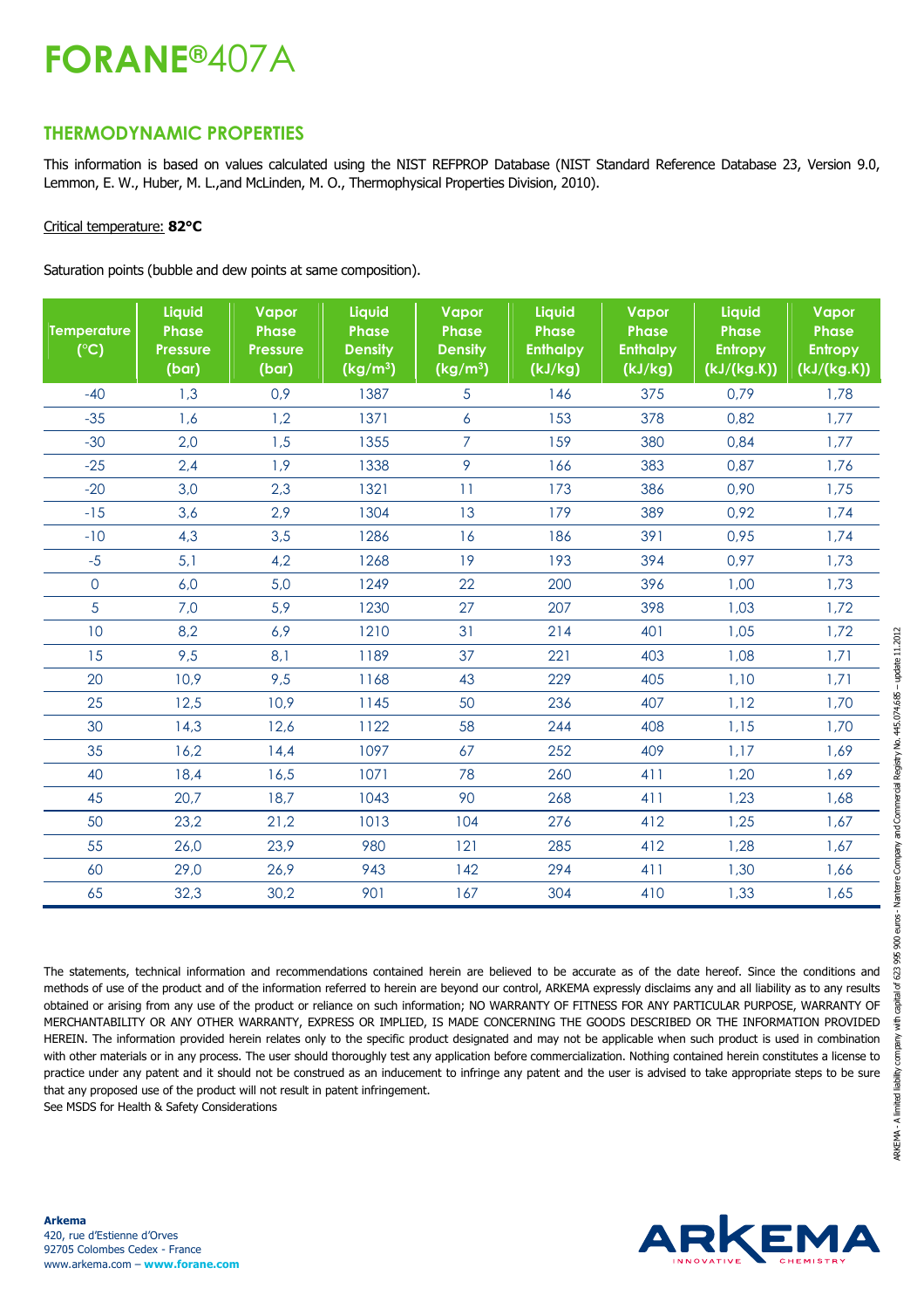# FORANE®407A

## THERMODYNAMIC PROPERTIES

This information is based on values calculated using the NIST REFPROP Database (NIST Standard Reference Database 23, Version 9.0, Lemmon, E. W., Huber, M. L.,and McLinden, M. O., Thermophysical Properties Division, 2010).

Critical temperature: **82°C**

Saturation points (bubble and dew points at same composition).

| Temperature (°C) | Liquid Phase Pressure (bar) | Vapor Phase Pressure (bar) | Liquid Phase Density (kg/m³) | Vapor Phase Density (kg/m³) | Liquid Phase Enthalpy (kJ/kg) | Vapor Phase Enthalpy (kJ/kg) | Liquid Phase Entropy (kJ/(kg.K)) | Vapor Phase Entropy (kJ/(kg.K)) |
|---|---|---|---|---|---|---|---|---|
| -40 | 1,3 | 0,9 | 1387 | 5 | 146 | 375 | 0,79 | 1,78 |
| -35 | 1,6 | 1,2 | 1371 | 6 | 153 | 378 | 0,82 | 1,77 |
| -30 | 2,0 | 1,5 | 1355 | 7 | 159 | 380 | 0,84 | 1,77 |
| -25 | 2,4 | 1,9 | 1338 | 9 | 166 | 383 | 0,87 | 1,76 |
| -20 | 3,0 | 2,3 | 1321 | 11 | 173 | 386 | 0,90 | 1,75 |
| -15 | 3,6 | 2,9 | 1304 | 13 | 179 | 389 | 0,92 | 1,74 |
| -10 | 4,3 | 3,5 | 1286 | 16 | 186 | 391 | 0,95 | 1,74 |
| -5 | 5,1 | 4,2 | 1268 | 19 | 193 | 394 | 0,97 | 1,73 |
| 0 | 6,0 | 5,0 | 1249 | 22 | 200 | 396 | 1,00 | 1,73 |
| 5 | 7,0 | 5,9 | 1230 | 27 | 207 | 398 | 1,03 | 1,72 |
| 10 | 8,2 | 6,9 | 1210 | 31 | 214 | 401 | 1,05 | 1,72 |
| 15 | 9,5 | 8,1 | 1189 | 37 | 221 | 403 | 1,08 | 1,71 |
| 20 | 10,9 | 9,5 | 1168 | 43 | 229 | 405 | 1,10 | 1,71 |
| 25 | 12,5 | 10,9 | 1145 | 50 | 236 | 407 | 1,12 | 1,70 |
| 30 | 14,3 | 12,6 | 1122 | 58 | 244 | 408 | 1,15 | 1,70 |
| 35 | 16,2 | 14,4 | 1097 | 67 | 252 | 409 | 1,17 | 1,69 |
| 40 | 18,4 | 16,5 | 1071 | 78 | 260 | 411 | 1,20 | 1,69 |
| 45 | 20,7 | 18,7 | 1043 | 90 | 268 | 411 | 1,23 | 1,68 |
| 50 | 23,2 | 21,2 | 1013 | 104 | 276 | 412 | 1,25 | 1,67 |
| 55 | 26,0 | 23,9 | 980 | 121 | 285 | 412 | 1,28 | 1,67 |
| 60 | 29,0 | 26,9 | 943 | 142 | 294 | 411 | 1,30 | 1,66 |
| 65 | 32,3 | 30,2 | 901 | 167 | 304 | 410 | 1,33 | 1,65 |

The statements, technical information and recommendations contained herein are believed to be accurate as of the date hereof. Since the conditions and methods of use of the product and of the information referred to herein are beyond our control, ARKEMA expressly disclaims any and all liability as to any results obtained or arising from any use of the product or reliance on such information; NO WARRANTY OF FITNESS FOR ANY PARTICULAR PURPOSE, WARRANTY OF MERCHANTABILITY OR ANY OTHER WARRANTY, EXPRESS OR IMPLIED, IS MADE CONCERNING THE GOODS DESCRIBED OR THE INFORMATION PROVIDED HEREIN. The information provided herein relates only to the specific product designated and may not be applicable when such product is used in combination with other materials or in any process. The user should thoroughly test any application before commercialization. Nothing contained herein constitutes a license to practice under any patent and it should not be construed as an inducement to infringe any patent and the user is advised to take appropriate steps to be sure that any proposed use of the product will not result in patent infringement.
See MSDS for Health & Safety Considerations

**Arkema**
420, rue d'Estienne d'Orves
92705 Colombes Cedex - France
www.arkema.com – **www.forane.com**

ARKEMA - A limited liability company with capital of 623 995 900 euros - Nanterre Company and Commercial Registry No. 445.074.685 – update 11.2012